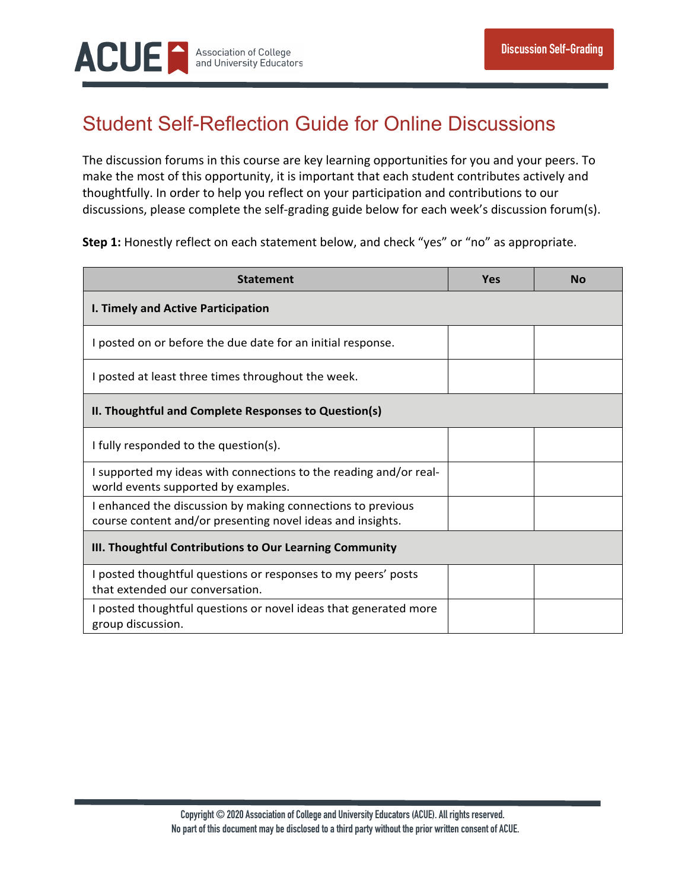Discussion Self-Grading

# Student Self-Reflection Guide for Online Discussions

The discussion forums in this course are key learning opportunities for you and your peers. To make the most of this opportunity, it is important that each student contributes actively and thoughtfully. In order to help you reflect on your participation and contributions to our discussions, please complete the self-grading guide below for each week's discussion forum(s).

**Step 1:** Honestly reflect on each statement below, and check "yes" or "no" as appropriate.

| Statement | Yes | No |
|---|---|---|
| **I. Timely and Active Participation** | | |
| I posted on or before the due date for an initial response. | | |
| I posted at least three times throughout the week. | | |
| **II. Thoughtful and Complete Responses to Question(s)** | | |
| I fully responded to the question(s). | | |
| I supported my ideas with connections to the reading and/or real-world events supported by examples. | | |
| I enhanced the discussion by making connections to previous course content and/or presenting novel ideas and insights. | | |
| **III. Thoughtful Contributions to Our Learning Community** | | |
| I posted thoughtful questions or responses to my peers' posts that extended our conversation. | | |
| I posted thoughtful questions or novel ideas that generated more group discussion. | | |

Copyright © 2020 Association of College and University Educators (ACUE). All rights reserved.
No part of this document may be disclosed to a third party without the prior written consent of ACUE.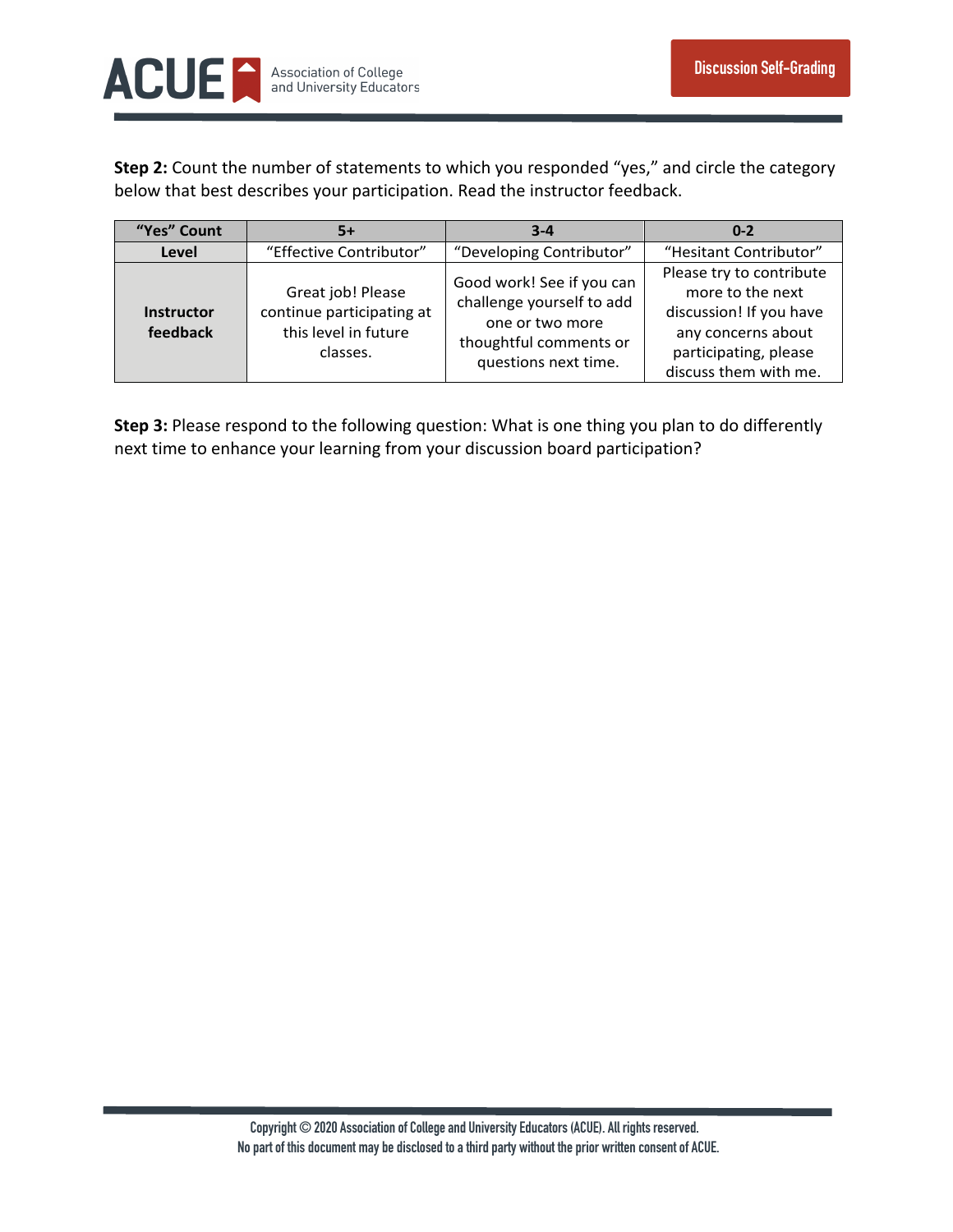**Step 2:** Count the number of statements to which you responded "yes," and circle the category below that best describes your participation. Read the instructor feedback.

| "Yes" Count | 5+ | 3-4 | 0-2 |
|---|---|---|---|
| **Level** | "Effective Contributor" | "Developing Contributor" | "Hesitant Contributor" |
| **Instructor feedback** | Great job! Please continue participating at this level in future classes. | Good work! See if you can challenge yourself to add one or two more thoughtful comments or questions next time. | Please try to contribute more to the next discussion! If you have any concerns about participating, please discuss them with me. |

**Step 3:** Please respond to the following question: What is one thing you plan to do differently next time to enhance your learning from your discussion board participation?